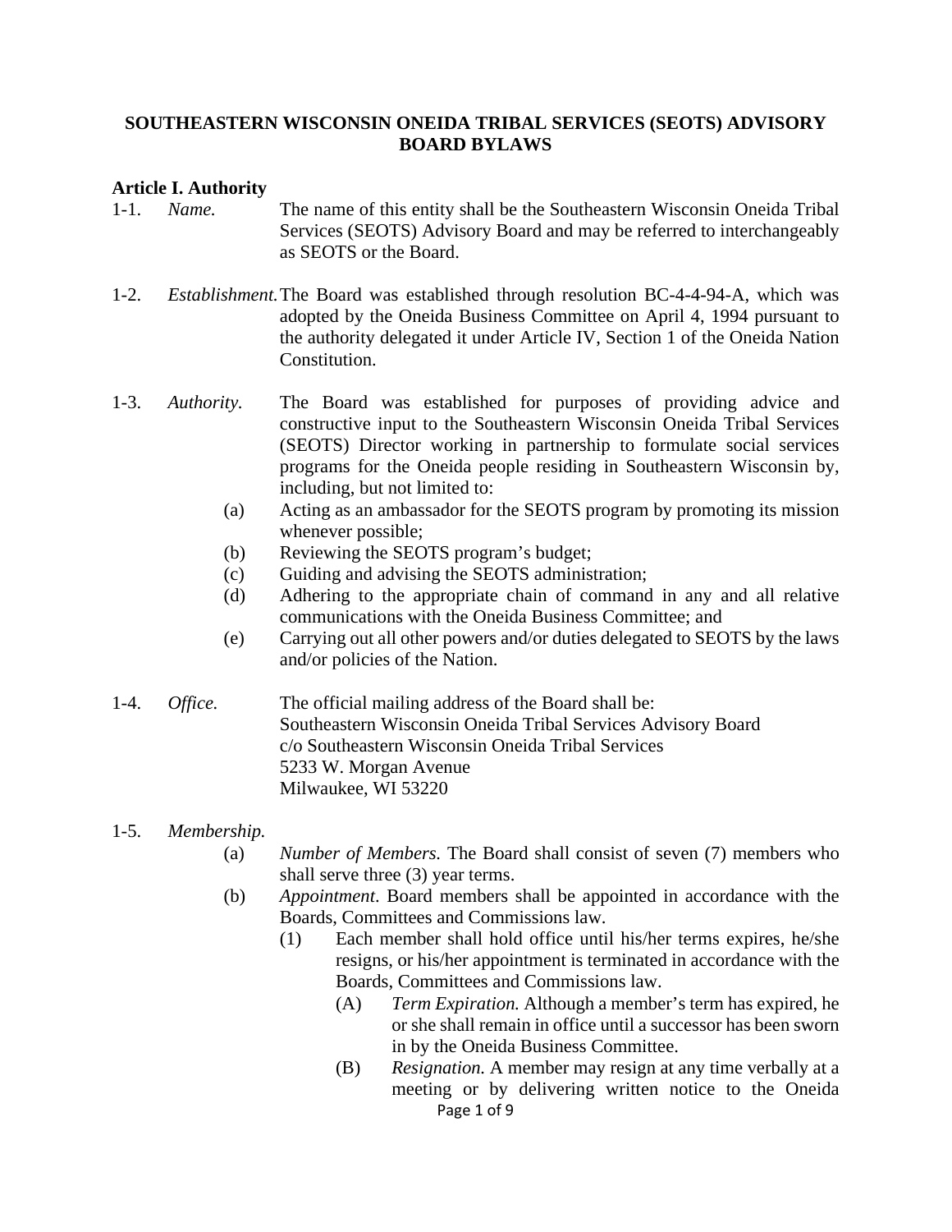# SOUTHEASTERN WISCONSIN ONEIDA TRIBAL SERVICES (SEOTS) ADVISORY BOARD BYLAWS

## Article I. Authority

1-1. *Name.* The name of this entity shall be the Southeastern Wisconsin Oneida Tribal Services (SEOTS) Advisory Board and may be referred to interchangeably as SEOTS or the Board.

1-2. *Establishment.* The Board was established through resolution BC-4-4-94-A, which was adopted by the Oneida Business Committee on April 4, 1994 pursuant to the authority delegated it under Article IV, Section 1 of the Oneida Nation Constitution.

1-3. *Authority.* The Board was established for purposes of providing advice and constructive input to the Southeastern Wisconsin Oneida Tribal Services (SEOTS) Director working in partnership to formulate social services programs for the Oneida people residing in Southeastern Wisconsin by, including, but not limited to:

- (a) Acting as an ambassador for the SEOTS program by promoting its mission whenever possible;
- (b) Reviewing the SEOTS program's budget;
- (c) Guiding and advising the SEOTS administration;
- (d) Adhering to the appropriate chain of command in any and all relative communications with the Oneida Business Committee; and
- (e) Carrying out all other powers and/or duties delegated to SEOTS by the laws and/or policies of the Nation.

1-4. *Office.* The official mailing address of the Board shall be:
Southeastern Wisconsin Oneida Tribal Services Advisory Board
c/o Southeastern Wisconsin Oneida Tribal Services
5233 W. Morgan Avenue
Milwaukee, WI 53220

1-5. *Membership.*

- (a) *Number of Members.* The Board shall consist of seven (7) members who shall serve three (3) year terms.
- (b) *Appointment*. Board members shall be appointed in accordance with the Boards, Committees and Commissions law.
  - (1) Each member shall hold office until his/her terms expires, he/she resigns, or his/her appointment is terminated in accordance with the Boards, Committees and Commissions law.
    - (A) *Term Expiration.* Although a member's term has expired, he or she shall remain in office until a successor has been sworn in by the Oneida Business Committee.
    - (B) *Resignation.* A member may resign at any time verbally at a meeting or by delivering written notice to the Oneida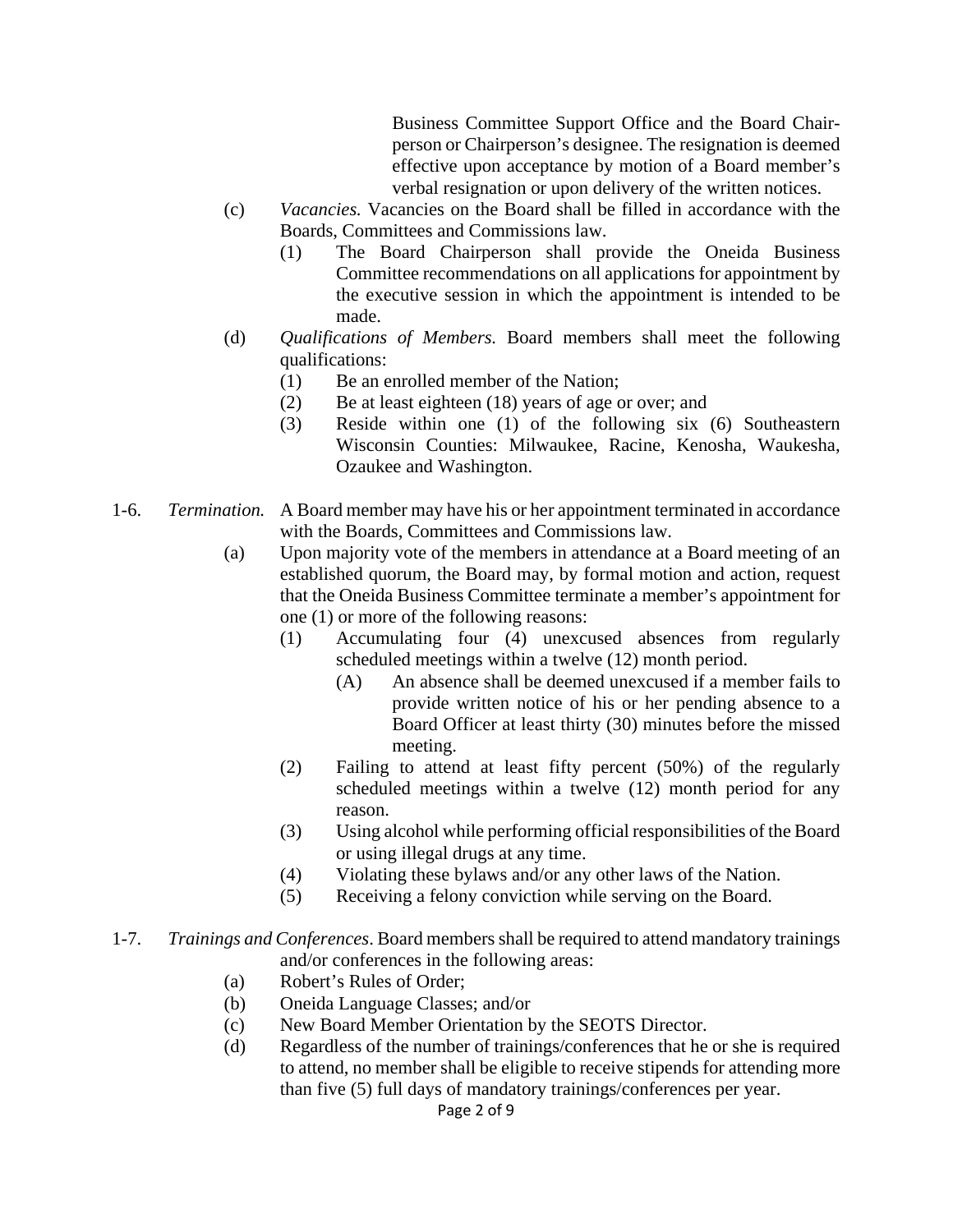Business Committee Support Office and the Board Chairperson or Chairperson's designee. The resignation is deemed effective upon acceptance by motion of a Board member's verbal resignation or upon delivery of the written notices.

(c) *Vacancies.* Vacancies on the Board shall be filled in accordance with the Boards, Committees and Commissions law.

(1) The Board Chairperson shall provide the Oneida Business Committee recommendations on all applications for appointment by the executive session in which the appointment is intended to be made.

(d) *Qualifications of Members.* Board members shall meet the following qualifications:

(1) Be an enrolled member of the Nation;

(2) Be at least eighteen (18) years of age or over; and

(3) Reside within one (1) of the following six (6) Southeastern Wisconsin Counties: Milwaukee, Racine, Kenosha, Waukesha, Ozaukee and Washington.

1-6. *Termination.* A Board member may have his or her appointment terminated in accordance with the Boards, Committees and Commissions law.

(a) Upon majority vote of the members in attendance at a Board meeting of an established quorum, the Board may, by formal motion and action, request that the Oneida Business Committee terminate a member's appointment for one (1) or more of the following reasons:

(1) Accumulating four (4) unexcused absences from regularly scheduled meetings within a twelve (12) month period.

(A) An absence shall be deemed unexcused if a member fails to provide written notice of his or her pending absence to a Board Officer at least thirty (30) minutes before the missed meeting.

(2) Failing to attend at least fifty percent (50%) of the regularly scheduled meetings within a twelve (12) month period for any reason.

(3) Using alcohol while performing official responsibilities of the Board or using illegal drugs at any time.

(4) Violating these bylaws and/or any other laws of the Nation.

(5) Receiving a felony conviction while serving on the Board.

1-7. *Trainings and Conferences*. Board members shall be required to attend mandatory trainings and/or conferences in the following areas:

(a) Robert's Rules of Order;

(b) Oneida Language Classes; and/or

(c) New Board Member Orientation by the SEOTS Director.

(d) Regardless of the number of trainings/conferences that he or she is required to attend, no member shall be eligible to receive stipends for attending more than five (5) full days of mandatory trainings/conferences per year.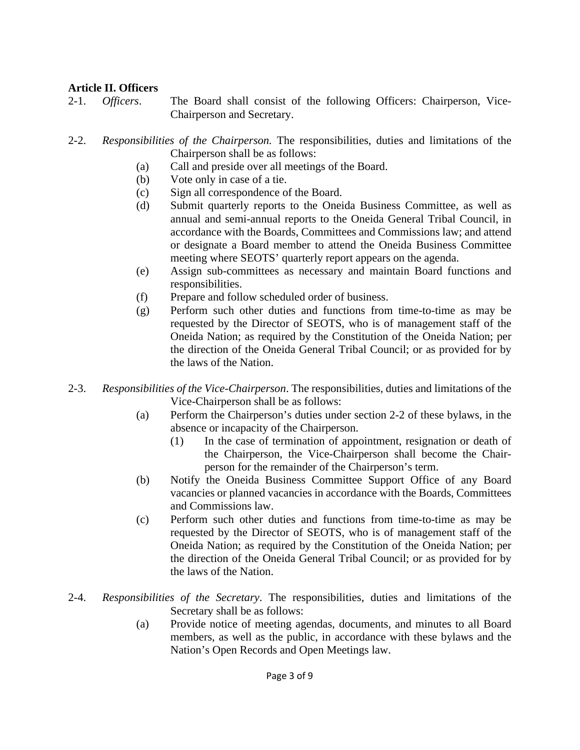**Article II. Officers**

2-1. *Officers*. The Board shall consist of the following Officers: Chairperson, Vice-Chairperson and Secretary.

2-2. *Responsibilities of the Chairperson.* The responsibilities, duties and limitations of the Chairperson shall be as follows:

- (a) Call and preside over all meetings of the Board.
- (b) Vote only in case of a tie.
- (c) Sign all correspondence of the Board.
- (d) Submit quarterly reports to the Oneida Business Committee, as well as annual and semi-annual reports to the Oneida General Tribal Council, in accordance with the Boards, Committees and Commissions law; and attend or designate a Board member to attend the Oneida Business Committee meeting where SEOTS' quarterly report appears on the agenda.
- (e) Assign sub-committees as necessary and maintain Board functions and responsibilities.
- (f) Prepare and follow scheduled order of business.
- (g) Perform such other duties and functions from time-to-time as may be requested by the Director of SEOTS, who is of management staff of the Oneida Nation; as required by the Constitution of the Oneida Nation; per the direction of the Oneida General Tribal Council; or as provided for by the laws of the Nation.

2-3. *Responsibilities of the Vice-Chairperson*. The responsibilities, duties and limitations of the Vice-Chairperson shall be as follows:

- (a) Perform the Chairperson's duties under section 2-2 of these bylaws, in the absence or incapacity of the Chairperson.
  - (1) In the case of termination of appointment, resignation or death of the Chairperson, the Vice-Chairperson shall become the Chairperson for the remainder of the Chairperson's term.
- (b) Notify the Oneida Business Committee Support Office of any Board vacancies or planned vacancies in accordance with the Boards, Committees and Commissions law.
- (c) Perform such other duties and functions from time-to-time as may be requested by the Director of SEOTS, who is of management staff of the Oneida Nation; as required by the Constitution of the Oneida Nation; per the direction of the Oneida General Tribal Council; or as provided for by the laws of the Nation.

2-4. *Responsibilities of the Secretary*. The responsibilities, duties and limitations of the Secretary shall be as follows:

- (a) Provide notice of meeting agendas, documents, and minutes to all Board members, as well as the public, in accordance with these bylaws and the Nation's Open Records and Open Meetings law.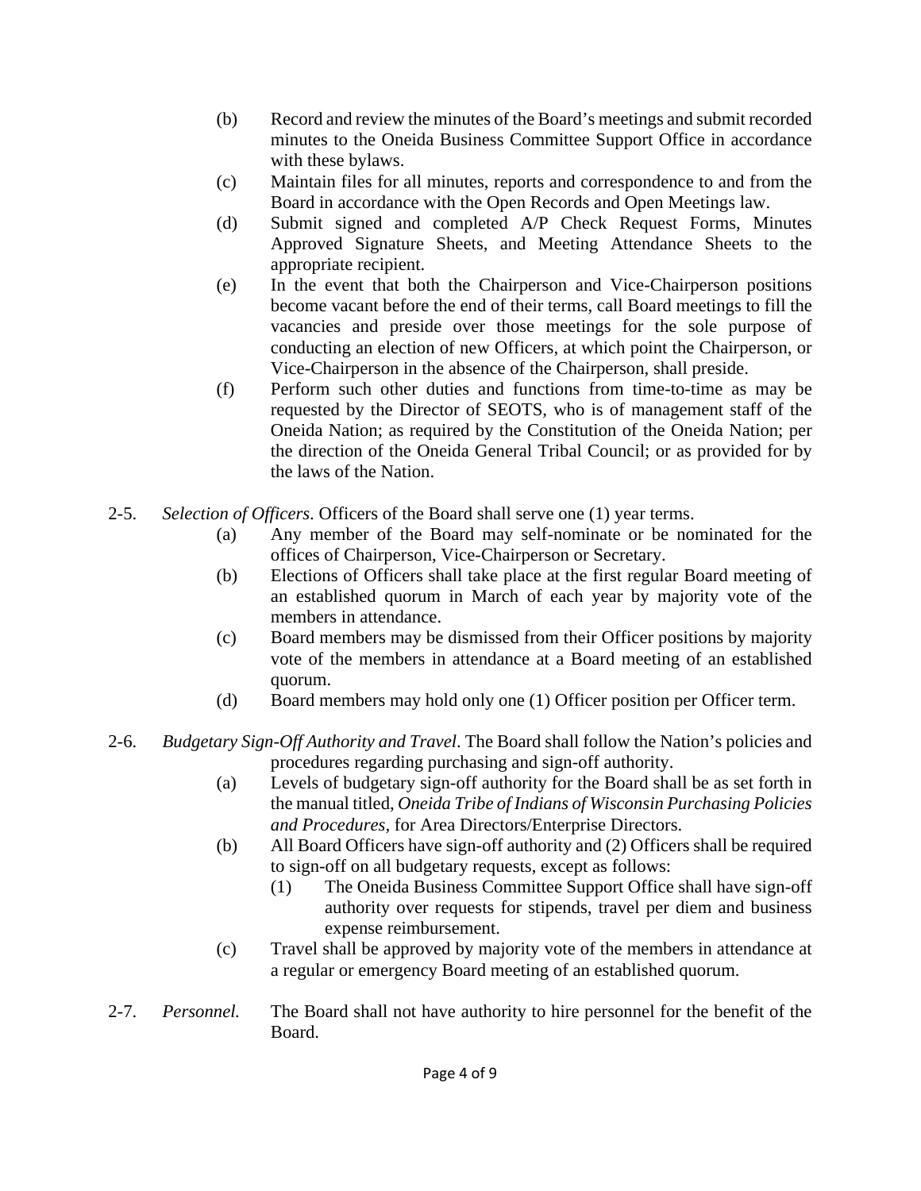(b) Record and review the minutes of the Board's meetings and submit recorded minutes to the Oneida Business Committee Support Office in accordance with these bylaws.

(c) Maintain files for all minutes, reports and correspondence to and from the Board in accordance with the Open Records and Open Meetings law.

(d) Submit signed and completed A/P Check Request Forms, Minutes Approved Signature Sheets, and Meeting Attendance Sheets to the appropriate recipient.

(e) In the event that both the Chairperson and Vice-Chairperson positions become vacant before the end of their terms, call Board meetings to fill the vacancies and preside over those meetings for the sole purpose of conducting an election of new Officers, at which point the Chairperson, or Vice-Chairperson in the absence of the Chairperson, shall preside.

(f) Perform such other duties and functions from time-to-time as may be requested by the Director of SEOTS, who is of management staff of the Oneida Nation; as required by the Constitution of the Oneida Nation; per the direction of the Oneida General Tribal Council; or as provided for by the laws of the Nation.

2-5. *Selection of Officers*. Officers of the Board shall serve one (1) year terms.

(a) Any member of the Board may self-nominate or be nominated for the offices of Chairperson, Vice-Chairperson or Secretary.

(b) Elections of Officers shall take place at the first regular Board meeting of an established quorum in March of each year by majority vote of the members in attendance.

(c) Board members may be dismissed from their Officer positions by majority vote of the members in attendance at a Board meeting of an established quorum.

(d) Board members may hold only one (1) Officer position per Officer term.

2-6. *Budgetary Sign-Off Authority and Travel*. The Board shall follow the Nation's policies and procedures regarding purchasing and sign-off authority.

(a) Levels of budgetary sign-off authority for the Board shall be as set forth in the manual titled, *Oneida Tribe of Indians of Wisconsin Purchasing Policies and Procedures*, for Area Directors/Enterprise Directors.

(b) All Board Officers have sign-off authority and (2) Officers shall be required to sign-off on all budgetary requests, except as follows:

(1) The Oneida Business Committee Support Office shall have sign-off authority over requests for stipends, travel per diem and business expense reimbursement.

(c) Travel shall be approved by majority vote of the members in attendance at a regular or emergency Board meeting of an established quorum.

2-7. *Personnel.* The Board shall not have authority to hire personnel for the benefit of the Board.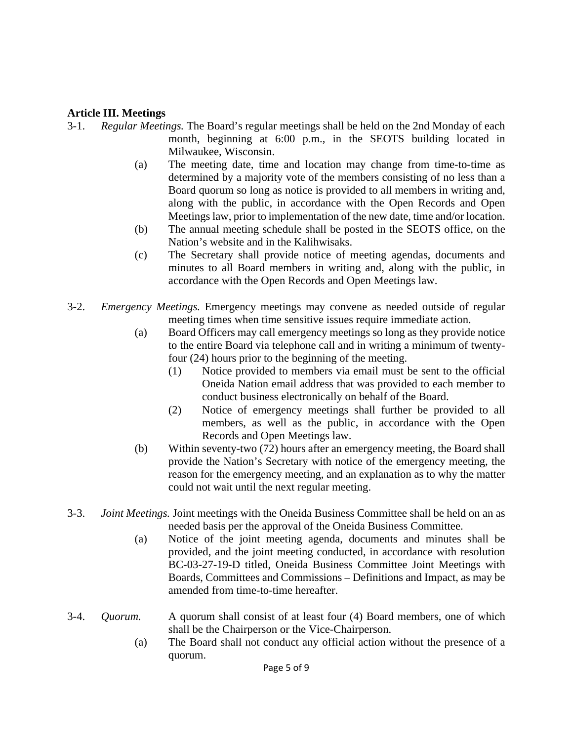**Article III. Meetings**

3-1. *Regular Meetings.* The Board's regular meetings shall be held on the 2nd Monday of each month, beginning at 6:00 p.m., in the SEOTS building located in Milwaukee, Wisconsin.

- (a) The meeting date, time and location may change from time-to-time as determined by a majority vote of the members consisting of no less than a Board quorum so long as notice is provided to all members in writing and, along with the public, in accordance with the Open Records and Open Meetings law, prior to implementation of the new date, time and/or location.
- (b) The annual meeting schedule shall be posted in the SEOTS office, on the Nation's website and in the Kalihwisaks.
- (c) The Secretary shall provide notice of meeting agendas, documents and minutes to all Board members in writing and, along with the public, in accordance with the Open Records and Open Meetings law.

3-2. *Emergency Meetings.* Emergency meetings may convene as needed outside of regular meeting times when time sensitive issues require immediate action.

- (a) Board Officers may call emergency meetings so long as they provide notice to the entire Board via telephone call and in writing a minimum of twenty-four (24) hours prior to the beginning of the meeting.
  - (1) Notice provided to members via email must be sent to the official Oneida Nation email address that was provided to each member to conduct business electronically on behalf of the Board.
  - (2) Notice of emergency meetings shall further be provided to all members, as well as the public, in accordance with the Open Records and Open Meetings law.
- (b) Within seventy-two (72) hours after an emergency meeting, the Board shall provide the Nation's Secretary with notice of the emergency meeting, the reason for the emergency meeting, and an explanation as to why the matter could not wait until the next regular meeting.

3-3. *Joint Meetings.* Joint meetings with the Oneida Business Committee shall be held on an as needed basis per the approval of the Oneida Business Committee.

- (a) Notice of the joint meeting agenda, documents and minutes shall be provided, and the joint meeting conducted, in accordance with resolution BC-03-27-19-D titled, Oneida Business Committee Joint Meetings with Boards, Committees and Commissions – Definitions and Impact, as may be amended from time-to-time hereafter.

3-4. *Quorum.* A quorum shall consist of at least four (4) Board members, one of which shall be the Chairperson or the Vice-Chairperson.

- (a) The Board shall not conduct any official action without the presence of a quorum.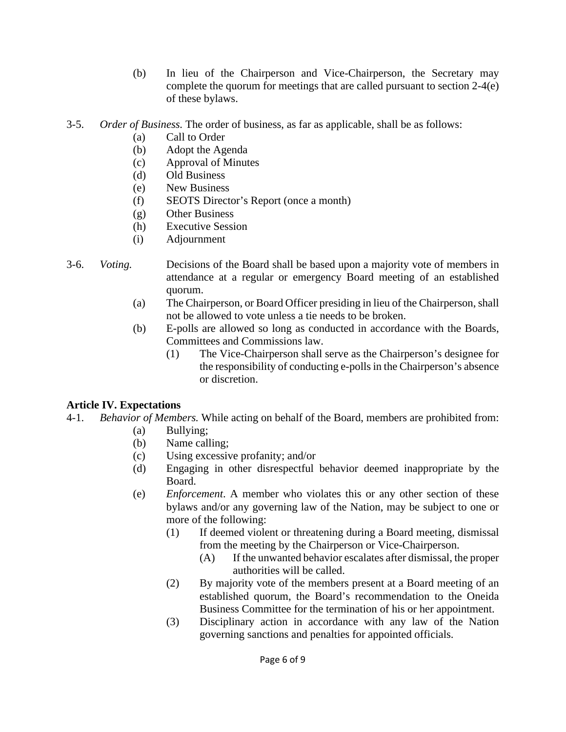(b) In lieu of the Chairperson and Vice-Chairperson, the Secretary may complete the quorum for meetings that are called pursuant to section 2-4(e) of these bylaws.

3-5. *Order of Business.* The order of business, as far as applicable, shall be as follows:

(a) Call to Order
(b) Adopt the Agenda
(c) Approval of Minutes
(d) Old Business
(e) New Business
(f) SEOTS Director's Report (once a month)
(g) Other Business
(h) Executive Session
(i) Adjournment

3-6. *Voting.* Decisions of the Board shall be based upon a majority vote of members in attendance at a regular or emergency Board meeting of an established quorum.

(a) The Chairperson, or Board Officer presiding in lieu of the Chairperson, shall not be allowed to vote unless a tie needs to be broken.

(b) E-polls are allowed so long as conducted in accordance with the Boards, Committees and Commissions law.

(1) The Vice-Chairperson shall serve as the Chairperson's designee for the responsibility of conducting e-polls in the Chairperson's absence or discretion.

**Article IV. Expectations**

4-1. *Behavior of Members.* While acting on behalf of the Board, members are prohibited from:

(a) Bullying;
(b) Name calling;
(c) Using excessive profanity; and/or
(d) Engaging in other disrespectful behavior deemed inappropriate by the Board.
(e) *Enforcement*. A member who violates this or any other section of these bylaws and/or any governing law of the Nation, may be subject to one or more of the following:

(1) If deemed violent or threatening during a Board meeting, dismissal from the meeting by the Chairperson or Vice-Chairperson.

(A) If the unwanted behavior escalates after dismissal, the proper authorities will be called.

(2) By majority vote of the members present at a Board meeting of an established quorum, the Board's recommendation to the Oneida Business Committee for the termination of his or her appointment.

(3) Disciplinary action in accordance with any law of the Nation governing sanctions and penalties for appointed officials.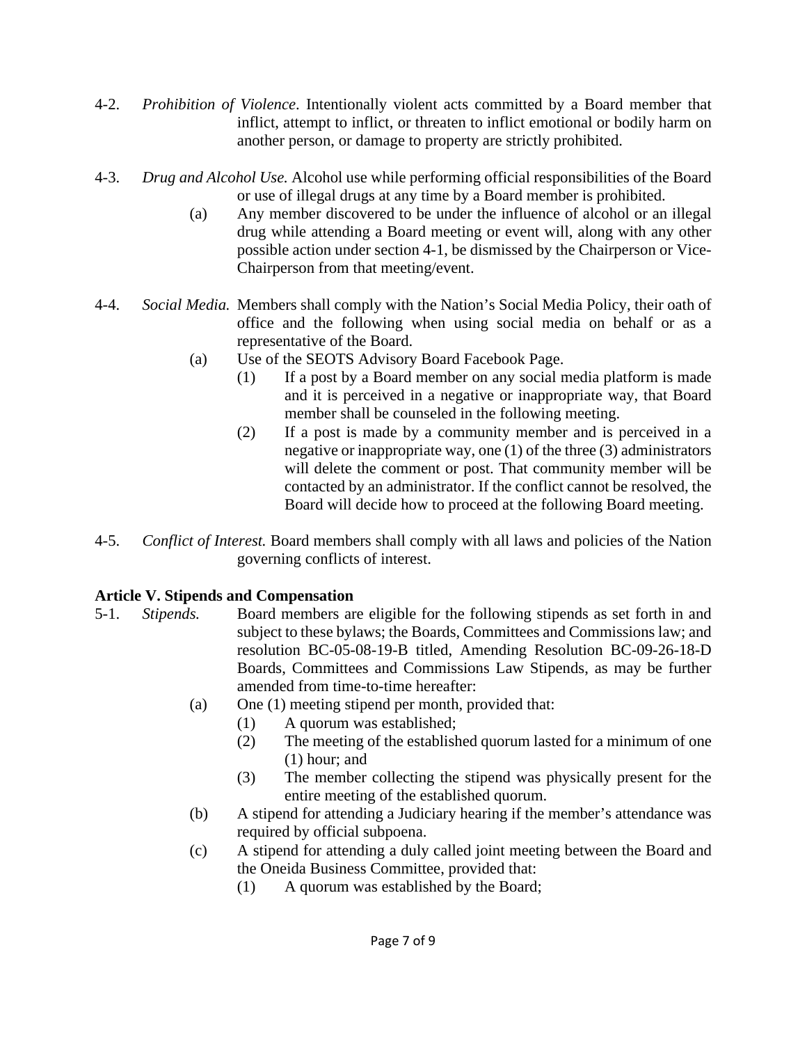4-2. *Prohibition of Violence*. Intentionally violent acts committed by a Board member that inflict, attempt to inflict, or threaten to inflict emotional or bodily harm on another person, or damage to property are strictly prohibited.

4-3. *Drug and Alcohol Use.* Alcohol use while performing official responsibilities of the Board or use of illegal drugs at any time by a Board member is prohibited.

- (a) Any member discovered to be under the influence of alcohol or an illegal drug while attending a Board meeting or event will, along with any other possible action under section 4-1, be dismissed by the Chairperson or Vice-Chairperson from that meeting/event.

4-4. *Social Media.* Members shall comply with the Nation's Social Media Policy, their oath of office and the following when using social media on behalf or as a representative of the Board.

- (a) Use of the SEOTS Advisory Board Facebook Page.
  - (1) If a post by a Board member on any social media platform is made and it is perceived in a negative or inappropriate way, that Board member shall be counseled in the following meeting.
  - (2) If a post is made by a community member and is perceived in a negative or inappropriate way, one (1) of the three (3) administrators will delete the comment or post. That community member will be contacted by an administrator. If the conflict cannot be resolved, the Board will decide how to proceed at the following Board meeting.

4-5. *Conflict of Interest.* Board members shall comply with all laws and policies of the Nation governing conflicts of interest.

**Article V. Stipends and Compensation**

5-1. *Stipends.* Board members are eligible for the following stipends as set forth in and subject to these bylaws; the Boards, Committees and Commissions law; and resolution BC-05-08-19-B titled, Amending Resolution BC-09-26-18-D Boards, Committees and Commissions Law Stipends, as may be further amended from time-to-time hereafter:

- (a) One (1) meeting stipend per month, provided that:
  - (1) A quorum was established;
  - (2) The meeting of the established quorum lasted for a minimum of one (1) hour; and
  - (3) The member collecting the stipend was physically present for the entire meeting of the established quorum.
- (b) A stipend for attending a Judiciary hearing if the member's attendance was required by official subpoena.
- (c) A stipend for attending a duly called joint meeting between the Board and the Oneida Business Committee, provided that:
  - (1) A quorum was established by the Board;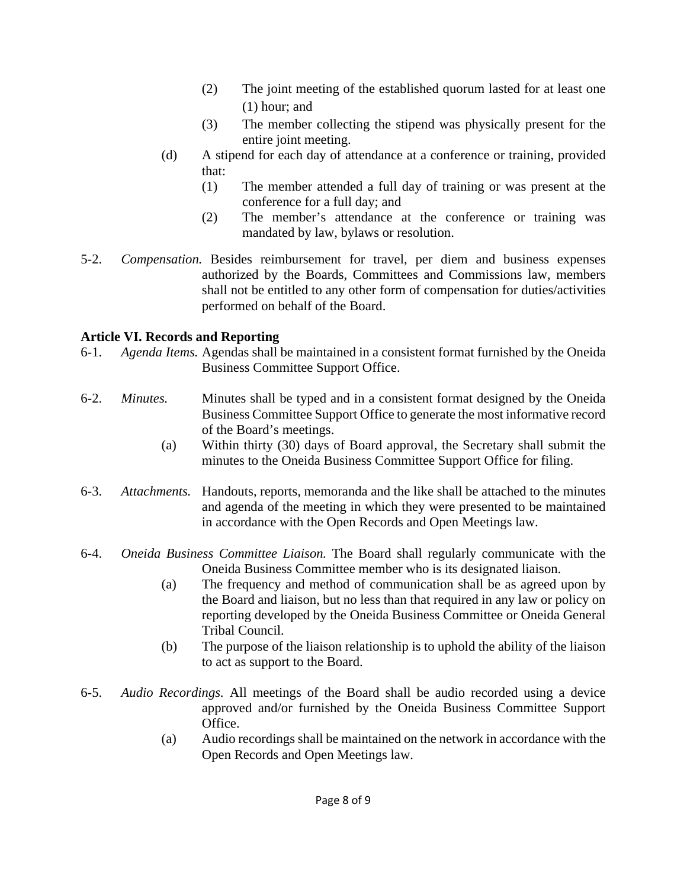(2) The joint meeting of the established quorum lasted for at least one (1) hour; and

(3) The member collecting the stipend was physically present for the entire joint meeting.

(d) A stipend for each day of attendance at a conference or training, provided that:

(1) The member attended a full day of training or was present at the conference for a full day; and

(2) The member's attendance at the conference or training was mandated by law, bylaws or resolution.

5-2. *Compensation.* Besides reimbursement for travel, per diem and business expenses authorized by the Boards, Committees and Commissions law, members shall not be entitled to any other form of compensation for duties/activities performed on behalf of the Board.

**Article VI. Records and Reporting**

6-1. *Agenda Items.* Agendas shall be maintained in a consistent format furnished by the Oneida Business Committee Support Office.

6-2. *Minutes.* Minutes shall be typed and in a consistent format designed by the Oneida Business Committee Support Office to generate the most informative record of the Board's meetings.

(a) Within thirty (30) days of Board approval, the Secretary shall submit the minutes to the Oneida Business Committee Support Office for filing.

6-3. *Attachments.* Handouts, reports, memoranda and the like shall be attached to the minutes and agenda of the meeting in which they were presented to be maintained in accordance with the Open Records and Open Meetings law.

6-4. *Oneida Business Committee Liaison.* The Board shall regularly communicate with the Oneida Business Committee member who is its designated liaison.

(a) The frequency and method of communication shall be as agreed upon by the Board and liaison, but no less than that required in any law or policy on reporting developed by the Oneida Business Committee or Oneida General Tribal Council.

(b) The purpose of the liaison relationship is to uphold the ability of the liaison to act as support to the Board.

6-5. *Audio Recordings.* All meetings of the Board shall be audio recorded using a device approved and/or furnished by the Oneida Business Committee Support Office.

(a) Audio recordings shall be maintained on the network in accordance with the Open Records and Open Meetings law.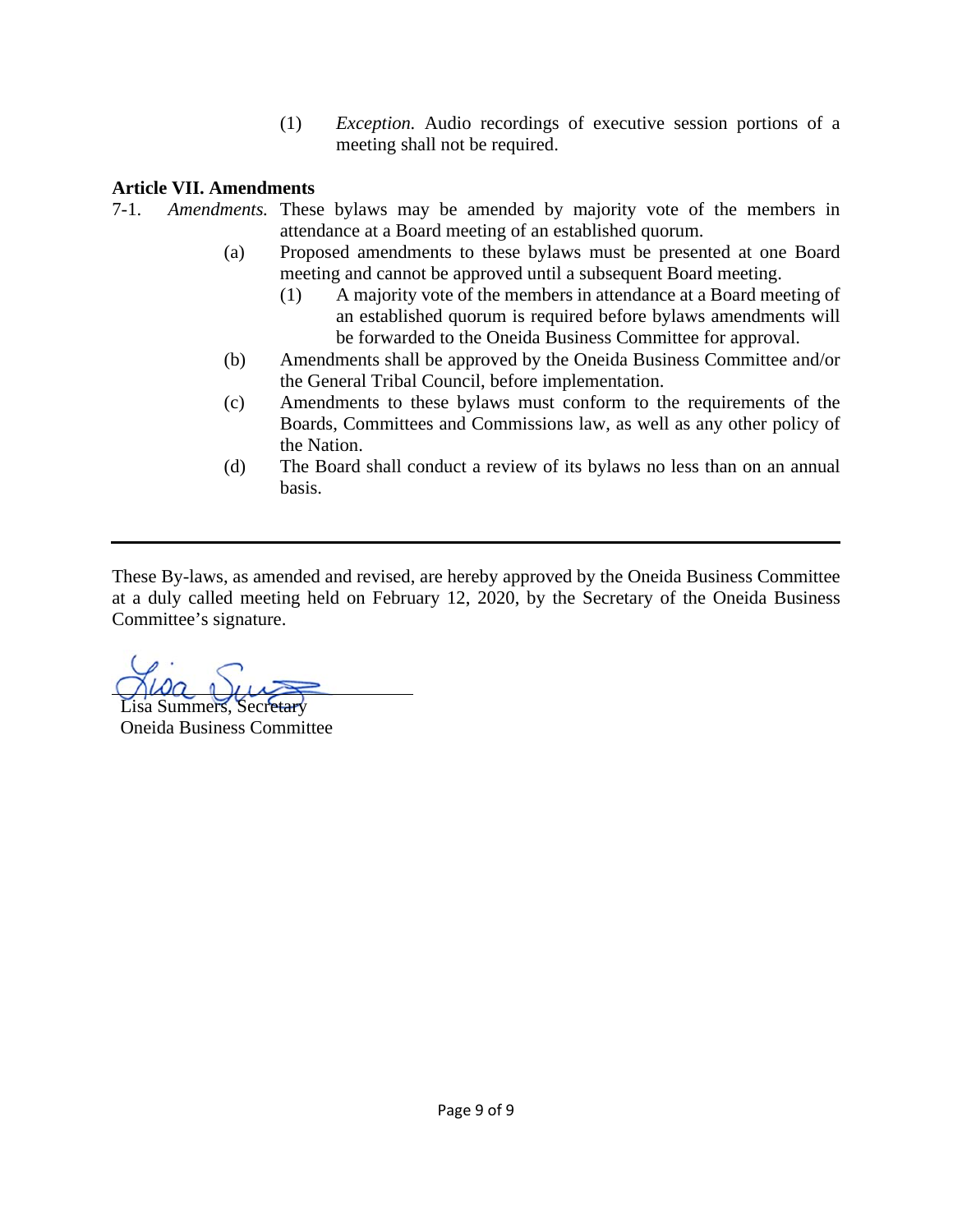(1) *Exception.* Audio recordings of executive session portions of a meeting shall not be required.

**Article VII. Amendments**

7-1. *Amendments.* These bylaws may be amended by majority vote of the members in attendance at a Board meeting of an established quorum.

(a) Proposed amendments to these bylaws must be presented at one Board meeting and cannot be approved until a subsequent Board meeting.

(1) A majority vote of the members in attendance at a Board meeting of an established quorum is required before bylaws amendments will be forwarded to the Oneida Business Committee for approval.

(b) Amendments shall be approved by the Oneida Business Committee and/or the General Tribal Council, before implementation.

(c) Amendments to these bylaws must conform to the requirements of the Boards, Committees and Commissions law, as well as any other policy of the Nation.

(d) The Board shall conduct a review of its bylaws no less than on an annual basis.

---

These By-laws, as amended and revised, are hereby approved by the Oneida Business Committee at a duly called meeting held on February 12, 2020, by the Secretary of the Oneida Business Committee's signature.

Lisa Summers, Secretary
Oneida Business Committee